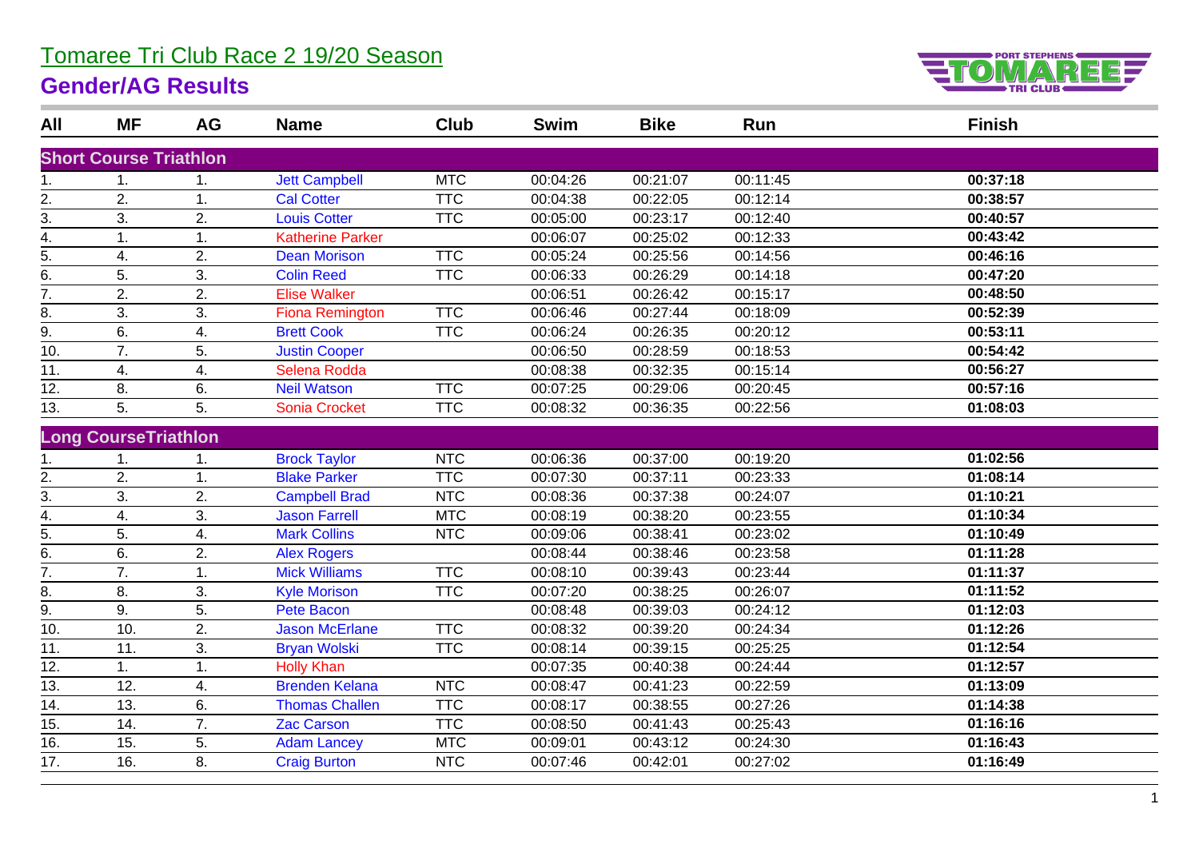# Tomaree Tri Club Race 2 19/20 Season

## Gender/AG Results

| All | MF | AG | Name | Club | Swim | Bike | Run | Finish |
|---|---|---|---|---|---|---|---|---|
| **Short Course Triathlon** | | | | | | | | |
| 1. | 1. | 1. | Jett Campbell | MTC | 00:04:26 | 00:21:07 | 00:11:45 | **00:37:18** |
| 2. | 2. | 1. | Cal Cotter | TTC | 00:04:38 | 00:22:05 | 00:12:14 | **00:38:57** |
| 3. | 3. | 2. | Louis Cotter | TTC | 00:05:00 | 00:23:17 | 00:12:40 | **00:40:57** |
| 4. | 1. | 1. | Katherine Parker | | 00:06:07 | 00:25:02 | 00:12:33 | **00:43:42** |
| 5. | 4. | 2. | Dean Morison | TTC | 00:05:24 | 00:25:56 | 00:14:56 | **00:46:16** |
| 6. | 5. | 3. | Colin Reed | TTC | 00:06:33 | 00:26:29 | 00:14:18 | **00:47:20** |
| 7. | 2. | 2. | Elise Walker | | 00:06:51 | 00:26:42 | 00:15:17 | **00:48:50** |
| 8. | 3. | 3. | Fiona Remington | TTC | 00:06:46 | 00:27:44 | 00:18:09 | **00:52:39** |
| 9. | 6. | 4. | Brett Cook | TTC | 00:06:24 | 00:26:35 | 00:20:12 | **00:53:11** |
| 10. | 7. | 5. | Justin Cooper | | 00:06:50 | 00:28:59 | 00:18:53 | **00:54:42** |
| 11. | 4. | 4. | Selena Rodda | | 00:08:38 | 00:32:35 | 00:15:14 | **00:56:27** |
| 12. | 8. | 6. | Neil Watson | TTC | 00:07:25 | 00:29:06 | 00:20:45 | **00:57:16** |
| 13. | 5. | 5. | Sonia Crocket | TTC | 00:08:32 | 00:36:35 | 00:22:56 | **01:08:03** |
| **Long CourseTriathlon** | | | | | | | | |
| 1. | 1. | 1. | Brock Taylor | NTC | 00:06:36 | 00:37:00 | 00:19:20 | **01:02:56** |
| 2. | 2. | 1. | Blake Parker | TTC | 00:07:30 | 00:37:11 | 00:23:33 | **01:08:14** |
| 3. | 3. | 2. | Campbell Brad | NTC | 00:08:36 | 00:37:38 | 00:24:07 | **01:10:21** |
| 4. | 4. | 3. | Jason Farrell | MTC | 00:08:19 | 00:38:20 | 00:23:55 | **01:10:34** |
| 5. | 5. | 4. | Mark Collins | NTC | 00:09:06 | 00:38:41 | 00:23:02 | **01:10:49** |
| 6. | 6. | 2. | Alex Rogers | | 00:08:44 | 00:38:46 | 00:23:58 | **01:11:28** |
| 7. | 7. | 1. | Mick Williams | TTC | 00:08:10 | 00:39:43 | 00:23:44 | **01:11:37** |
| 8. | 8. | 3. | Kyle Morison | TTC | 00:07:20 | 00:38:25 | 00:26:07 | **01:11:52** |
| 9. | 9. | 5. | Pete Bacon | | 00:08:48 | 00:39:03 | 00:24:12 | **01:12:03** |
| 10. | 10. | 2. | Jason McErlane | TTC | 00:08:32 | 00:39:20 | 00:24:34 | **01:12:26** |
| 11. | 11. | 3. | Bryan Wolski | TTC | 00:08:14 | 00:39:15 | 00:25:25 | **01:12:54** |
| 12. | 1. | 1. | Holly Khan | | 00:07:35 | 00:40:38 | 00:24:44 | **01:12:57** |
| 13. | 12. | 4. | Brenden Kelana | NTC | 00:08:47 | 00:41:23 | 00:22:59 | **01:13:09** |
| 14. | 13. | 6. | Thomas Challen | TTC | 00:08:17 | 00:38:55 | 00:27:26 | **01:14:38** |
| 15. | 14. | 7. | Zac Carson | TTC | 00:08:50 | 00:41:43 | 00:25:43 | **01:16:16** |
| 16. | 15. | 5. | Adam Lancey | MTC | 00:09:01 | 00:43:12 | 00:24:30 | **01:16:43** |
| 17. | 16. | 8. | Craig Burton | NTC | 00:07:46 | 00:42:01 | 00:27:02 | **01:16:49** |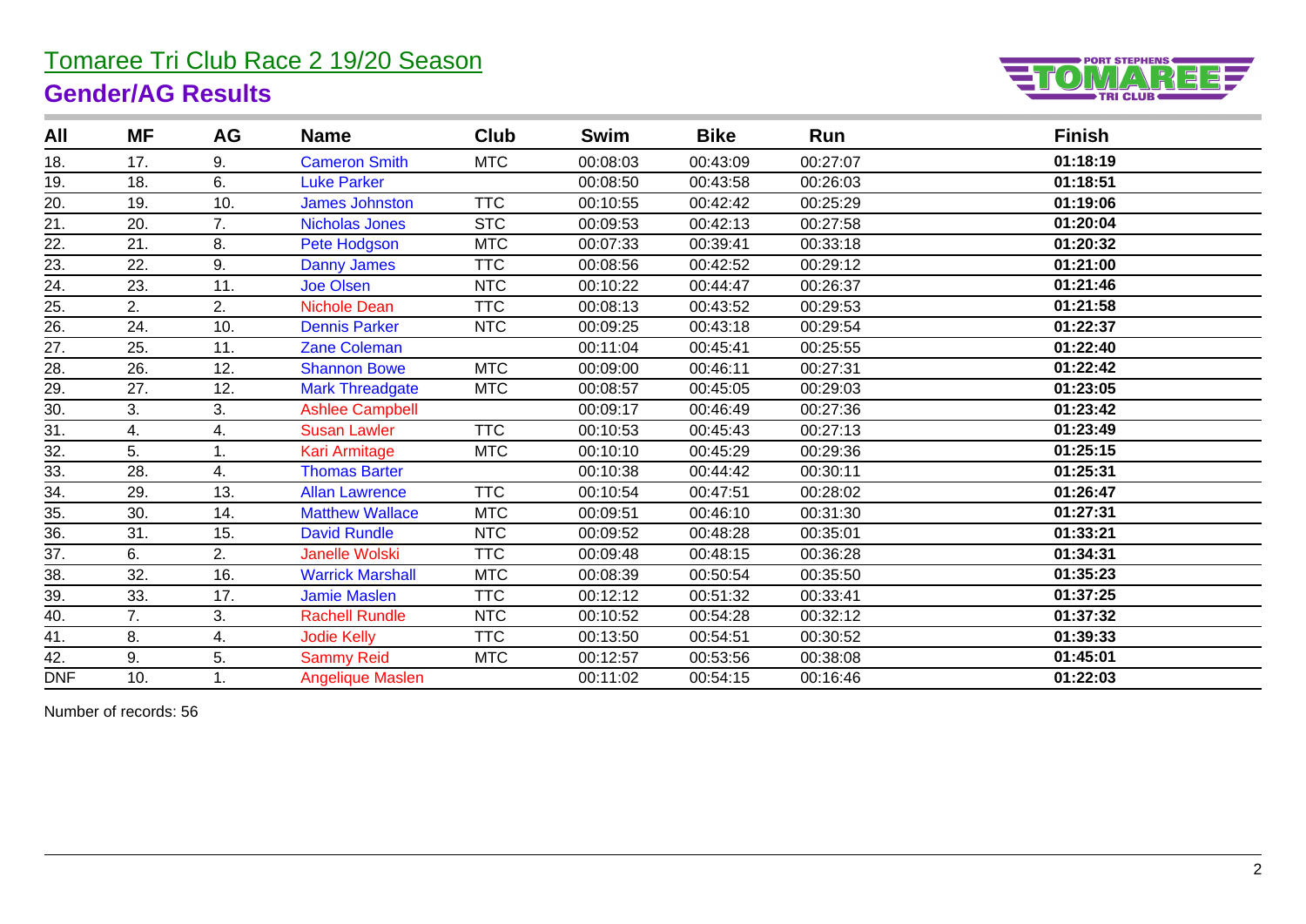# Tomaree Tri Club Race 2 19/20 Season

## Gender/AG Results

| All | MF | AG | Name | Club | Swim | Bike | Run | Finish |
|---|---|---|---|---|---|---|---|---|
| 18. | 17. | 9. | Cameron Smith | MTC | 00:08:03 | 00:43:09 | 00:27:07 | **01:18:19** |
| 19. | 18. | 6. | Luke Parker | | 00:08:50 | 00:43:58 | 00:26:03 | **01:18:51** |
| 20. | 19. | 10. | James Johnston | TTC | 00:10:55 | 00:42:42 | 00:25:29 | **01:19:06** |
| 21. | 20. | 7. | Nicholas Jones | STC | 00:09:53 | 00:42:13 | 00:27:58 | **01:20:04** |
| 22. | 21. | 8. | Pete Hodgson | MTC | 00:07:33 | 00:39:41 | 00:33:18 | **01:20:32** |
| 23. | 22. | 9. | Danny James | TTC | 00:08:56 | 00:42:52 | 00:29:12 | **01:21:00** |
| 24. | 23. | 11. | Joe Olsen | NTC | 00:10:22 | 00:44:47 | 00:26:37 | **01:21:46** |
| 25. | 2. | 2. | Nichole Dean | TTC | 00:08:13 | 00:43:52 | 00:29:53 | **01:21:58** |
| 26. | 24. | 10. | Dennis Parker | NTC | 00:09:25 | 00:43:18 | 00:29:54 | **01:22:37** |
| 27. | 25. | 11. | Zane Coleman | | 00:11:04 | 00:45:41 | 00:25:55 | **01:22:40** |
| 28. | 26. | 12. | Shannon Bowe | MTC | 00:09:00 | 00:46:11 | 00:27:31 | **01:22:42** |
| 29. | 27. | 12. | Mark Threadgate | MTC | 00:08:57 | 00:45:05 | 00:29:03 | **01:23:05** |
| 30. | 3. | 3. | Ashlee Campbell | | 00:09:17 | 00:46:49 | 00:27:36 | **01:23:42** |
| 31. | 4. | 4. | Susan Lawler | TTC | 00:10:53 | 00:45:43 | 00:27:13 | **01:23:49** |
| 32. | 5. | 1. | Kari Armitage | MTC | 00:10:10 | 00:45:29 | 00:29:36 | **01:25:15** |
| 33. | 28. | 4. | Thomas Barter | | 00:10:38 | 00:44:42 | 00:30:11 | **01:25:31** |
| 34. | 29. | 13. | Allan Lawrence | TTC | 00:10:54 | 00:47:51 | 00:28:02 | **01:26:47** |
| 35. | 30. | 14. | Matthew Wallace | MTC | 00:09:51 | 00:46:10 | 00:31:30 | **01:27:31** |
| 36. | 31. | 15. | David Rundle | NTC | 00:09:52 | 00:48:28 | 00:35:01 | **01:33:21** |
| 37. | 6. | 2. | Janelle Wolski | TTC | 00:09:48 | 00:48:15 | 00:36:28 | **01:34:31** |
| 38. | 32. | 16. | Warrick Marshall | MTC | 00:08:39 | 00:50:54 | 00:35:50 | **01:35:23** |
| 39. | 33. | 17. | Jamie Maslen | TTC | 00:12:12 | 00:51:32 | 00:33:41 | **01:37:25** |
| 40. | 7. | 3. | Rachell Rundle | NTC | 00:10:52 | 00:54:28 | 00:32:12 | **01:37:32** |
| 41. | 8. | 4. | Jodie Kelly | TTC | 00:13:50 | 00:54:51 | 00:30:52 | **01:39:33** |
| 42. | 9. | 5. | Sammy Reid | MTC | 00:12:57 | 00:53:56 | 00:38:08 | **01:45:01** |
| DNF | 10. | 1. | Angelique Maslen | | 00:11:02 | 00:54:15 | 00:16:46 | **01:22:03** |

Number of records: 56